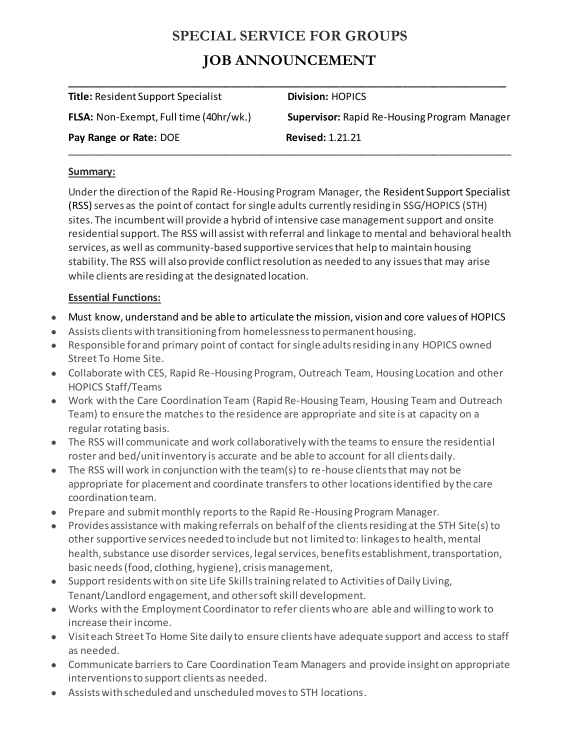# SPECIAL SERVICE FOR GROUPS

## JOB ANNOUNCEMENT

| | |
|---|---|
| **Title:** Resident Support Specialist | **Division:** HOPICS |
| **FLSA:** Non-Exempt, Full time (40hr/wk.) | **Supervisor:** Rapid Re-Housing Program Manager |
| **Pay Range or Rate:** DOE | **Revised:** 1.21.21 |

### Summary:

Under the direction of the Rapid Re-Housing Program Manager, the Resident Support Specialist (RSS) serves as the point of contact for single adults currently residing in SSG/HOPICS (STH) sites. The incumbent will provide a hybrid of intensive case management support and onsite residential support. The RSS will assist with referral and linkage to mental and behavioral health services, as well as community-based supportive services that help to maintain housing stability. The RSS will also provide conflict resolution as needed to any issues that may arise while clients are residing at the designated location.

### Essential Functions:

- Must know, understand and be able to articulate the mission, vision and core values of HOPICS
- Assists clients with transitioning from homelessness to permanent housing.
- Responsible for and primary point of contact for single adults residing in any HOPICS owned Street To Home Site.
- Collaborate with CES, Rapid Re-Housing Program, Outreach Team, Housing Location and other HOPICS Staff/Teams
- Work with the Care Coordination Team (Rapid Re-Housing Team, Housing Team and Outreach Team) to ensure the matches to the residence are appropriate and site is at capacity on a regular rotating basis.
- The RSS will communicate and work collaboratively with the teams to ensure the residential roster and bed/unit inventory is accurate and be able to account for all clients daily.
- The RSS will work in conjunction with the team(s) to re-house clients that may not be appropriate for placement and coordinate transfers to other locations identified by the care coordination team.
- Prepare and submit monthly reports to the Rapid Re-Housing Program Manager.
- Provides assistance with making referrals on behalf of the clients residing at the STH Site(s) to other supportive services needed to include but not limited to: linkages to health, mental health, substance use disorder services, legal services, benefits establishment, transportation, basic needs (food, clothing, hygiene), crisis management,
- Support residents with on site Life Skills training related to Activities of Daily Living, Tenant/Landlord engagement, and other soft skill development.
- Works with the Employment Coordinator to refer clients who are able and willing to work to increase their income.
- Visit each Street To Home Site daily to ensure clients have adequate support and access to staff as needed.
- Communicate barriers to Care Coordination Team Managers and provide insight on appropriate interventions to support clients as needed.
- Assists with scheduled and unscheduled moves to STH locations.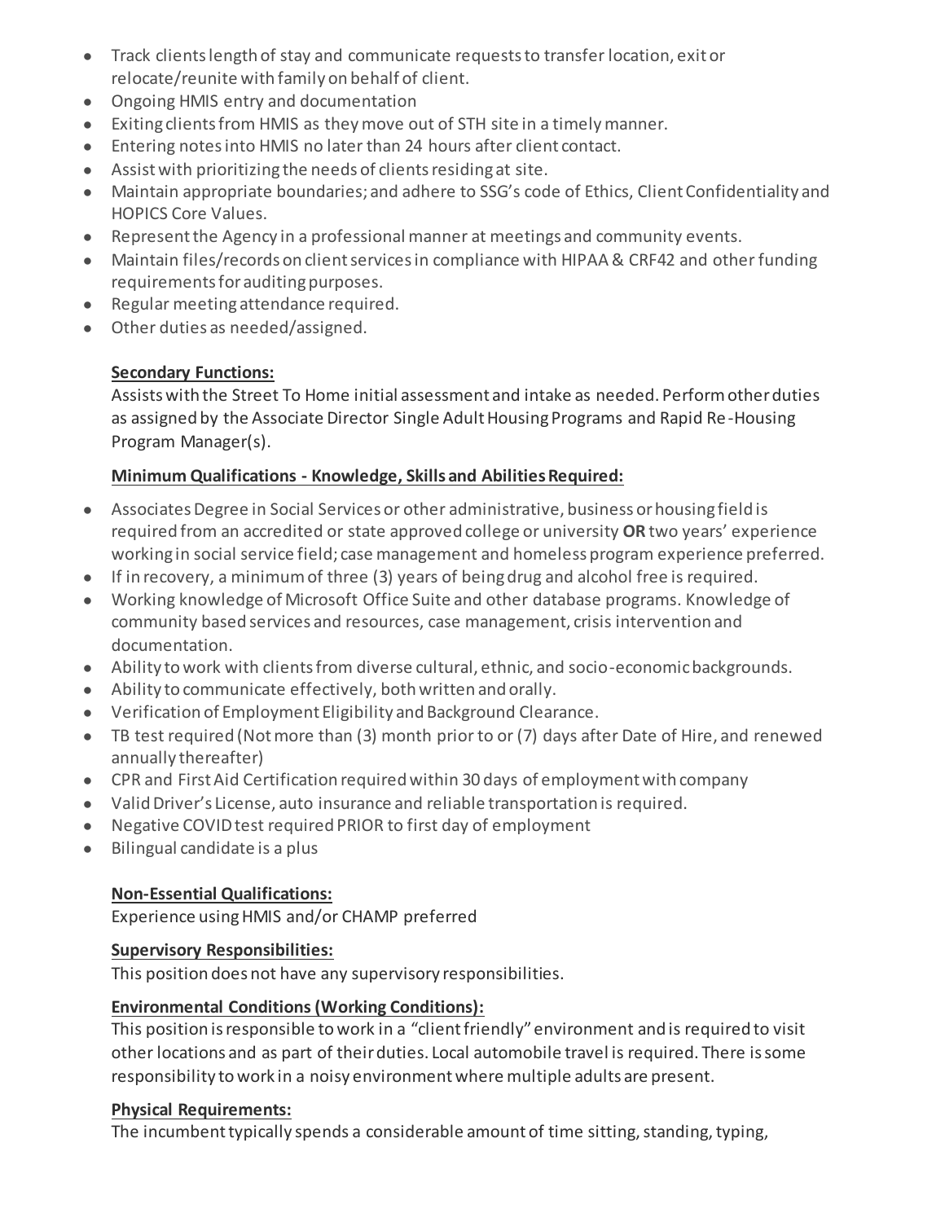- Track clients length of stay and communicate requests to transfer location, exit or relocate/reunite with family on behalf of client.
- Ongoing HMIS entry and documentation
- Exiting clients from HMIS as they move out of STH site in a timely manner.
- Entering notes into HMIS no later than 24 hours after client contact.
- Assist with prioritizing the needs of clients residing at site.
- Maintain appropriate boundaries; and adhere to SSG's code of Ethics, Client Confidentiality and HOPICS Core Values.
- Represent the Agency in a professional manner at meetings and community events.
- Maintain files/records on client services in compliance with HIPAA & CRF42 and other funding requirements for auditing purposes.
- Regular meeting attendance required.
- Other duties as needed/assigned.

**Secondary Functions:**

Assists with the Street To Home initial assessment and intake as needed. Perform other duties as assigned by the Associate Director Single Adult Housing Programs and Rapid Re-Housing Program Manager(s).

**Minimum Qualifications - Knowledge, Skills and Abilities Required:**

- Associates Degree in Social Services or other administrative, business or housing field is required from an accredited or state approved college or university **OR** two years' experience working in social service field; case management and homeless program experience preferred.
- If in recovery, a minimum of three (3) years of being drug and alcohol free is required.
- Working knowledge of Microsoft Office Suite and other database programs. Knowledge of community based services and resources, case management, crisis intervention and documentation.
- Ability to work with clients from diverse cultural, ethnic, and socio-economic backgrounds.
- Ability to communicate effectively, both written and orally.
- Verification of Employment Eligibility and Background Clearance.
- TB test required (Not more than (3) month prior to or (7) days after Date of Hire, and renewed annually thereafter)
- CPR and First Aid Certification required within 30 days of employment with company
- Valid Driver's License, auto insurance and reliable transportation is required.
- Negative COVID test required PRIOR to first day of employment
- Bilingual candidate is a plus

**Non-Essential Qualifications:**

Experience using HMIS and/or CHAMP preferred

**Supervisory Responsibilities:**

This position does not have any supervisory responsibilities.

**Environmental Conditions (Working Conditions):**

This position is responsible to work in a "client friendly" environment and is required to visit other locations and as part of their duties. Local automobile travel is required. There is some responsibility to work in a noisy environment where multiple adults are present.

**Physical Requirements:**

The incumbent typically spends a considerable amount of time sitting, standing, typing,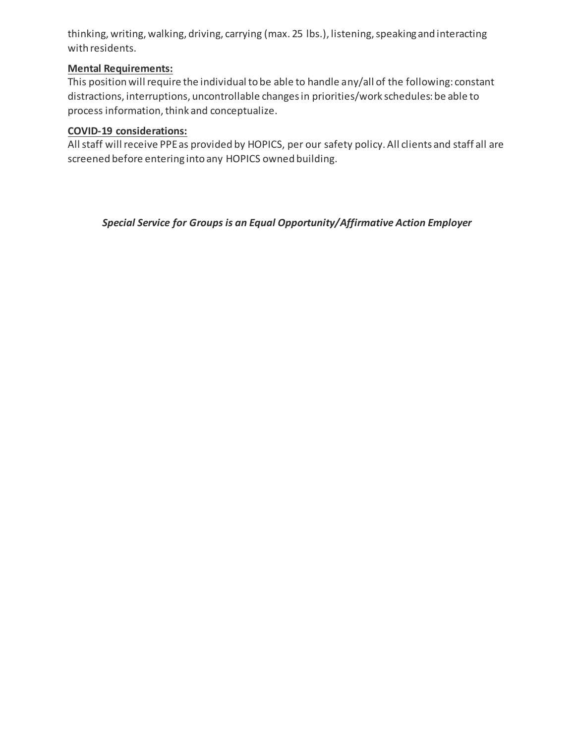thinking, writing, walking, driving, carrying (max. 25 lbs.), listening, speaking and interacting with residents.

**Mental Requirements:**

This position will require the individual to be able to handle any/all of the following: constant distractions, interruptions, uncontrollable changes in priorities/work schedules: be able to process information, think and conceptualize.

**COVID-19 considerations:**

All staff will receive PPE as provided by HOPICS, per our safety policy. All clients and staff all are screened before entering into any HOPICS owned building.

***Special Service for Groups is an Equal Opportunity/Affirmative Action Employer***